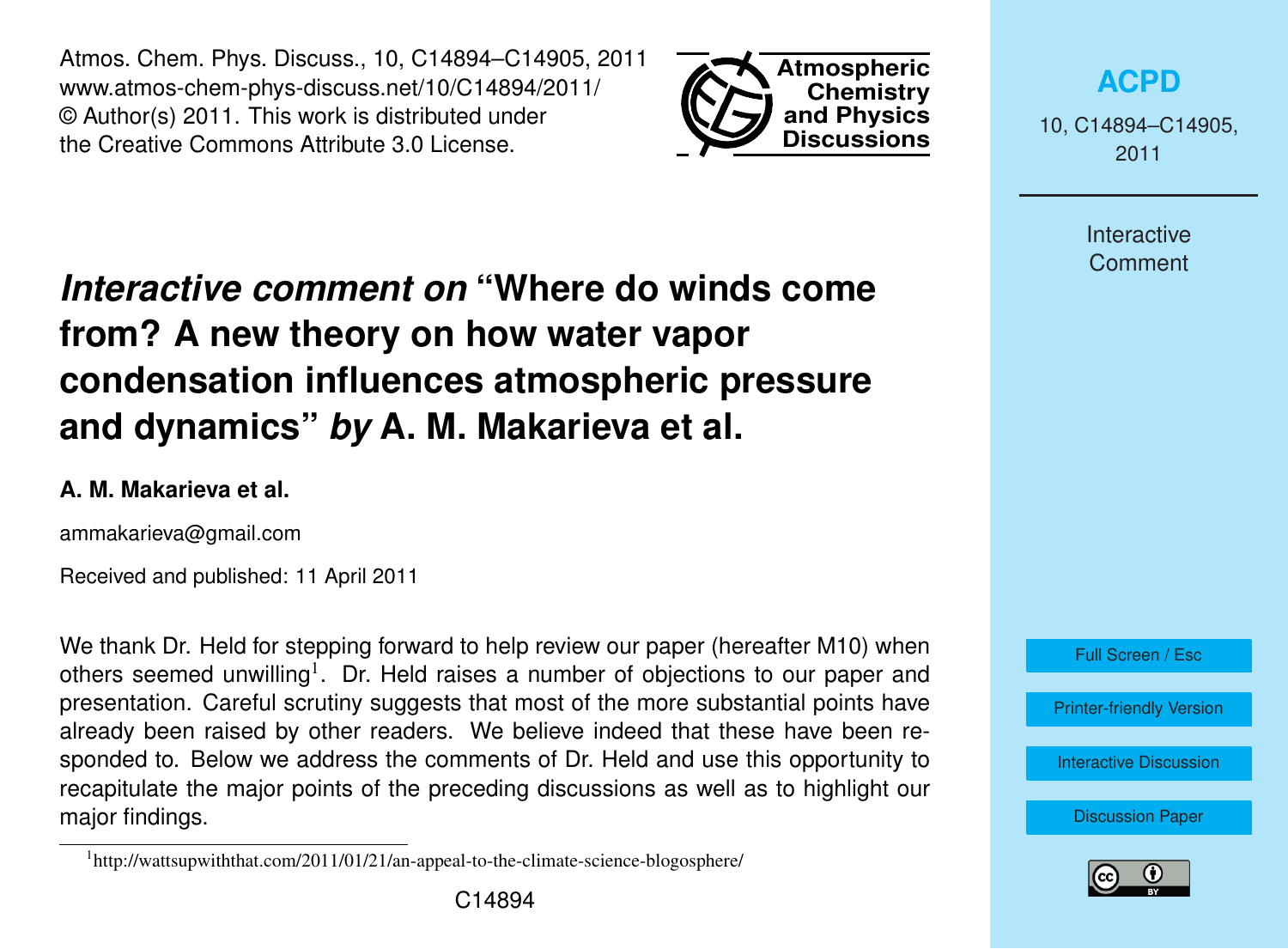# *Interactive comment on* "Where do winds come from? A new theory on how water vapor condensation influences atmospheric pressure and dynamics" *by* A. M. Makarieva et al.

**A. M. Makarieva et al.**

ammakarieva@gmail.com

Received and published: 11 April 2011

We thank Dr. Held for stepping forward to help review our paper (hereafter M10) when others seemed unwilling[1]. Dr. Held raises a number of objections to our paper and presentation. Careful scrutiny suggests that most of the more substantial points have already been raised by other readers. We believe indeed that these have been responded to. Below we address the comments of Dr. Held and use this opportunity to recapitulate the major points of the preceding discussions as well as to highlight our major findings.

[1] http://wattsupwiththat.com/2011/01/21/an-appeal-to-the-climate-science-blogosphere/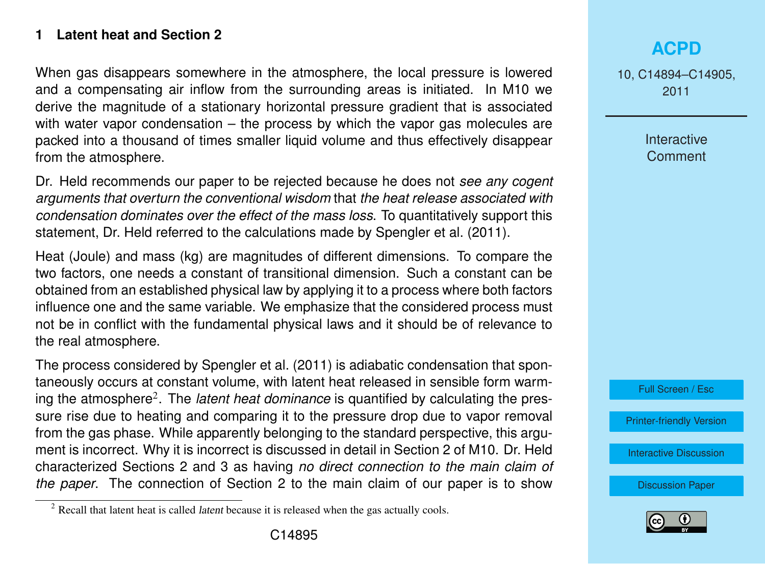## 1 Latent heat and Section 2

When gas disappears somewhere in the atmosphere, the local pressure is lowered and a compensating air inflow from the surrounding areas is initiated. In M10 we derive the magnitude of a stationary horizontal pressure gradient that is associated with water vapor condensation – the process by which the vapor gas molecules are packed into a thousand of times smaller liquid volume and thus effectively disappear from the atmosphere.

Dr. Held recommends our paper to be rejected because he does not *see any cogent arguments that overturn the conventional wisdom* that *the heat release associated with condensation dominates over the effect of the mass loss*. To quantitatively support this statement, Dr. Held referred to the calculations made by Spengler et al. (2011).

Heat (Joule) and mass (kg) are magnitudes of different dimensions. To compare the two factors, one needs a constant of transitional dimension. Such a constant can be obtained from an established physical law by applying it to a process where both factors influence one and the same variable. We emphasize that the considered process must not be in conflict with the fundamental physical laws and it should be of relevance to the real atmosphere.

The process considered by Spengler et al. (2011) is adiabatic condensation that spontaneously occurs at constant volume, with latent heat released in sensible form warming the atmosphere[2]. The *latent heat dominance* is quantified by calculating the pressure rise due to heating and comparing it to the pressure drop due to vapor removal from the gas phase. While apparently belonging to the standard perspective, this argument is incorrect. Why it is incorrect is discussed in detail in Section 2 of M10. Dr. Held characterized Sections 2 and 3 as having *no direct connection to the main claim of the paper*. The connection of Section 2 to the main claim of our paper is to show

[2] Recall that latent heat is called *latent* because it is released when the gas actually cools.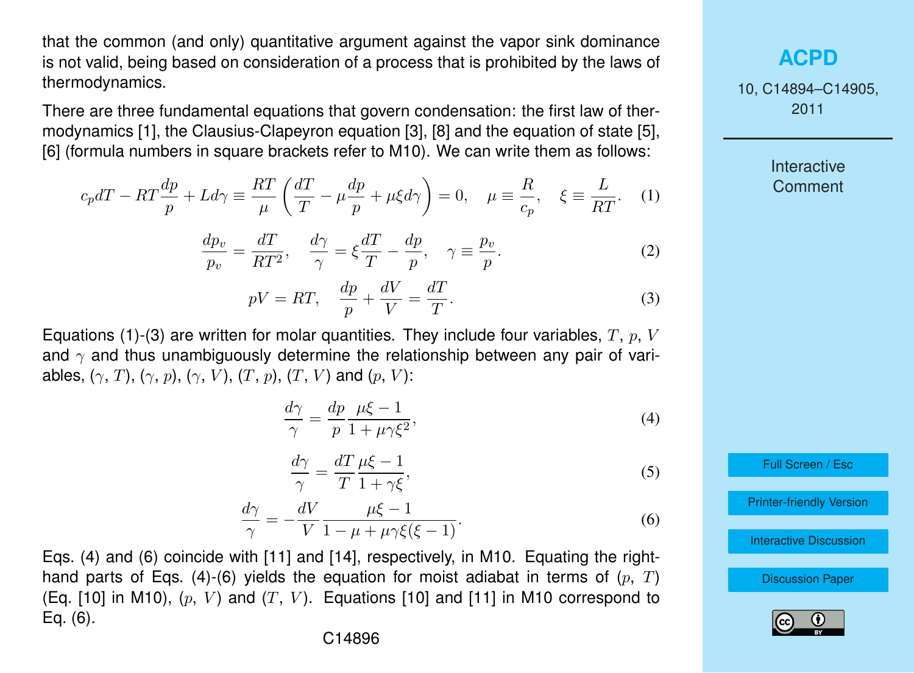that the common (and only) quantitative argument against the vapor sink dominance is not valid, being based on consideration of a process that is prohibited by the laws of thermodynamics.

There are three fundamental equations that govern condensation: the first law of thermodynamics [1], the Clausius-Clapeyron equation [3], [8] and the equation of state [5], [6] (formula numbers in square brackets refer to M10). We can write them as follows:

$$c_p dT - RT\frac{dp}{p} + L d\gamma \equiv \frac{RT}{\mu}\left(\frac{dT}{T} - \mu\frac{dp}{p} + \mu\xi d\gamma\right) = 0, \quad \mu \equiv \frac{R}{c_p}, \quad \xi \equiv \frac{L}{RT}. \tag{1}$$

$$\frac{dp_v}{p_v} = \frac{dT}{RT^2}, \quad \frac{d\gamma}{\gamma} = \xi\frac{dT}{T} - \frac{dp}{p}, \quad \gamma \equiv \frac{p_v}{p}. \tag{2}$$

$$pV = RT, \quad \frac{dp}{p} + \frac{dV}{V} = \frac{dT}{T}. \tag{3}$$

Equations (1)-(3) are written for molar quantities. They include four variables, $T$, $p$, $V$ and $\gamma$ and thus unambiguously determine the relationship between any pair of variables, ($\gamma$, $T$), ($\gamma$, $p$), ($\gamma$, $V$), ($T$, $p$), ($T$, $V$) and ($p$, $V$):

$$\frac{d\gamma}{\gamma} = \frac{dp}{p}\frac{\mu\xi - 1}{1 + \mu\gamma\xi^2}, \tag{4}$$

$$\frac{d\gamma}{\gamma} = \frac{dT}{T}\frac{\mu\xi - 1}{1 + \gamma\xi}, \tag{5}$$

$$\frac{d\gamma}{\gamma} = -\frac{dV}{V}\frac{\mu\xi - 1}{1 - \mu + \mu\gamma\xi(\xi - 1)}. \tag{6}$$

Eqs. (4) and (6) coincide with [11] and [14], respectively, in M10. Equating the right-hand parts of Eqs. (4)-(6) yields the equation for moist adiabat in terms of ($p$, $T$) (Eq. [10] in M10), ($p$, $V$) and ($T$, $V$). Equations [10] and [11] in M10 correspond to Eq. (6).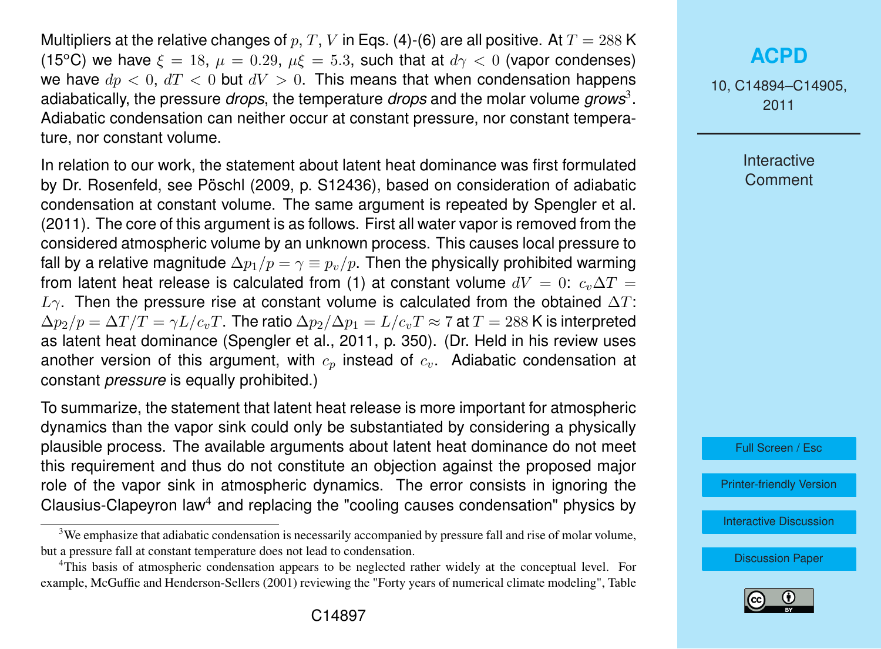Multipliers at the relative changes of $p$, $T$, $V$ in Eqs. (4)-(6) are all positive. At $T = 288$ K (15°C) we have $\xi = 18$, $\mu = 0.29$, $\mu\xi = 5.3$, such that at $d\gamma < 0$ (vapor condenses) we have $dp < 0$, $dT < 0$ but $dV > 0$. This means that when condensation happens adiabatically, the pressure *drops*, the temperature *drops* and the molar volume *grows*[3]. Adiabatic condensation can neither occur at constant pressure, nor constant temperature, nor constant volume.

In relation to our work, the statement about latent heat dominance was first formulated by Dr. Rosenfeld, see Pöschl (2009, p. S12436), based on consideration of adiabatic condensation at constant volume. The same argument is repeated by Spengler et al. (2011). The core of this argument is as follows. First all water vapor is removed from the considered atmospheric volume by an unknown process. This causes local pressure to fall by a relative magnitude $\Delta p_1/p = \gamma \equiv p_v/p$. Then the physically prohibited warming from latent heat release is calculated from (1) at constant volume $dV = 0$: $c_v\Delta T = L\gamma$. Then the pressure rise at constant volume is calculated from the obtained $\Delta T$: $\Delta p_2/p = \Delta T/T = \gamma L/c_v T$. The ratio $\Delta p_2/\Delta p_1 = L/c_v T \approx 7$ at $T = 288$ K is interpreted as latent heat dominance (Spengler et al., 2011, p. 350). (Dr. Held in his review uses another version of this argument, with $c_p$ instead of $c_v$. Adiabatic condensation at constant *pressure* is equally prohibited.)

To summarize, the statement that latent heat release is more important for atmospheric dynamics than the vapor sink could only be substantiated by considering a physically plausible process. The available arguments about latent heat dominance do not meet this requirement and thus do not constitute an objection against the proposed major role of the vapor sink in atmospheric dynamics. The error consists in ignoring the Clausius-Clapeyron law[4] and replacing the "cooling causes condensation" physics by

---

[3]We emphasize that adiabatic condensation is necessarily accompanied by pressure fall and rise of molar volume, but a pressure fall at constant temperature does not lead to condensation.

[4]This basis of atmospheric condensation appears to be neglected rather widely at the conceptual level. For example, McGuffie and Henderson-Sellers (2001) reviewing the "Forty years of numerical climate modeling", Table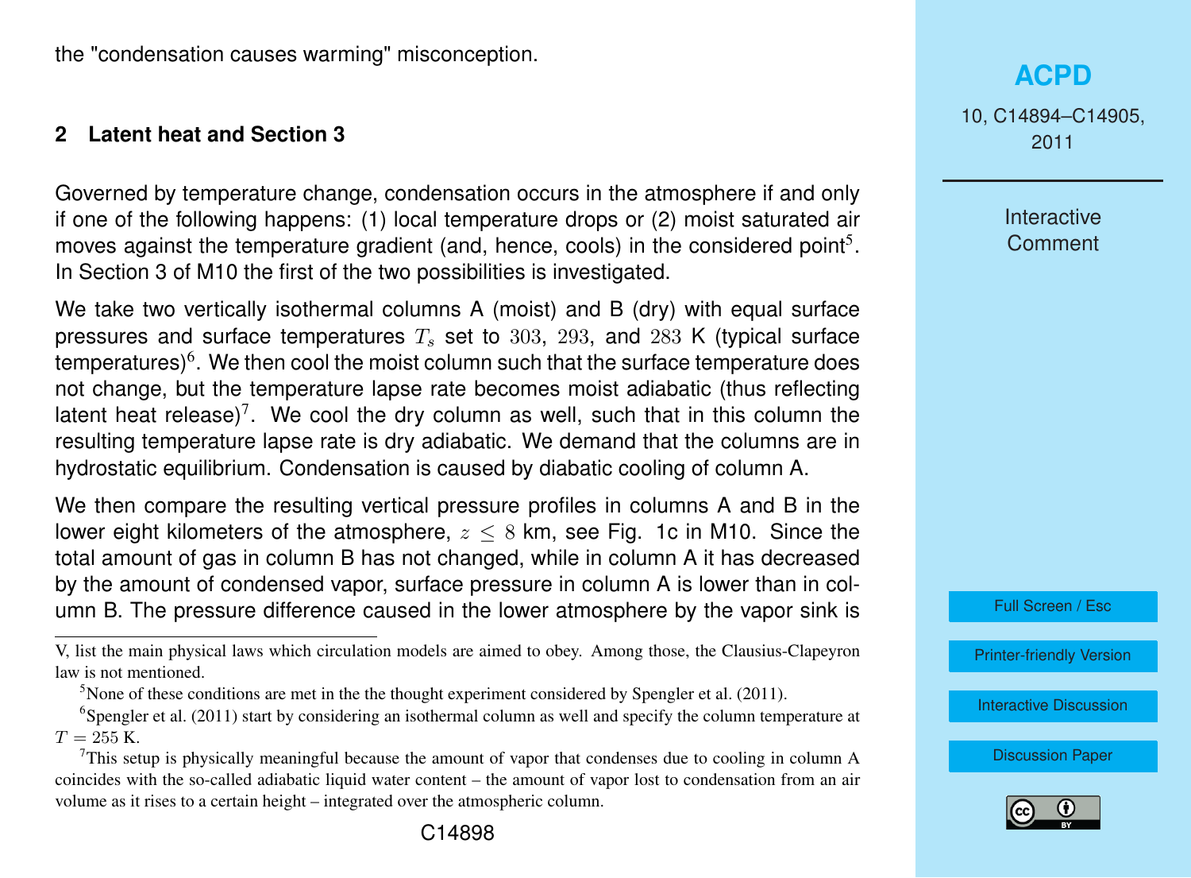the "condensation causes warming" misconception.

## 2 Latent heat and Section 3

Governed by temperature change, condensation occurs in the atmosphere if and only if one of the following happens: (1) local temperature drops or (2) moist saturated air moves against the temperature gradient (and, hence, cools) in the considered point[5]. In Section 3 of M10 the first of the two possibilities is investigated.

We take two vertically isothermal columns A (moist) and B (dry) with equal surface pressures and surface temperatures $T_s$ set to $303$, $293$, and $283$ K (typical surface temperatures)[6]. We then cool the moist column such that the surface temperature does not change, but the temperature lapse rate becomes moist adiabatic (thus reflecting latent heat release)[7]. We cool the dry column as well, such that in this column the resulting temperature lapse rate is dry adiabatic. We demand that the columns are in hydrostatic equilibrium. Condensation is caused by diabatic cooling of column A.

We then compare the resulting vertical pressure profiles in columns A and B in the lower eight kilometers of the atmosphere, $z \leq 8$ km, see Fig. 1c in M10. Since the total amount of gas in column B has not changed, while in column A it has decreased by the amount of condensed vapor, surface pressure in column A is lower than in column B. The pressure difference caused in the lower atmosphere by the vapor sink is

---

V, list the main physical laws which circulation models are aimed to obey. Among those, the Clausius-Clapeyron law is not mentioned.

[5]None of these conditions are met in the the thought experiment considered by Spengler et al. (2011).

[6]Spengler et al. (2011) start by considering an isothermal column as well and specify the column temperature at $T = 255$ K.

[7]This setup is physically meaningful because the amount of vapor that condenses due to cooling in column A coincides with the so-called adiabatic liquid water content – the amount of vapor lost to condensation from an air volume as it rises to a certain height – integrated over the atmospheric column.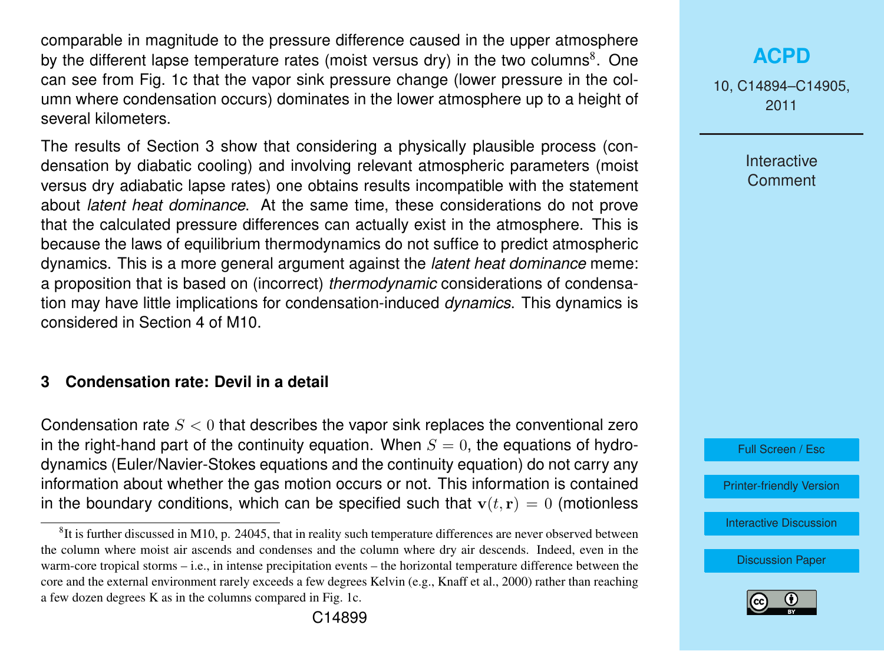comparable in magnitude to the pressure difference caused in the upper atmosphere by the different lapse temperature rates (moist versus dry) in the two columns[8]. One can see from Fig. 1c that the vapor sink pressure change (lower pressure in the column where condensation occurs) dominates in the lower atmosphere up to a height of several kilometers.

The results of Section 3 show that considering a physically plausible process (condensation by diabatic cooling) and involving relevant atmospheric parameters (moist versus dry adiabatic lapse rates) one obtains results incompatible with the statement about *latent heat dominance*. At the same time, these considerations do not prove that the calculated pressure differences can actually exist in the atmosphere. This is because the laws of equilibrium thermodynamics do not suffice to predict atmospheric dynamics. This is a more general argument against the *latent heat dominance* meme: a proposition that is based on (incorrect) *thermodynamic* considerations of condensation may have little implications for condensation-induced *dynamics*. This dynamics is considered in Section 4 of M10.

## 3 Condensation rate: Devil in a detail

Condensation rate $S < 0$ that describes the vapor sink replaces the conventional zero in the right-hand part of the continuity equation. When $S = 0$, the equations of hydrodynamics (Euler/Navier-Stokes equations and the continuity equation) do not carry any information about whether the gas motion occurs or not. This information is contained in the boundary conditions, which can be specified such that $\mathbf{v}(t, \mathbf{r}) = 0$ (motionless

[8] It is further discussed in M10, p. 24045, that in reality such temperature differences are never observed between the column where moist air ascends and condenses and the column where dry air descends. Indeed, even in the warm-core tropical storms – i.e., in intense precipitation events – the horizontal temperature difference between the core and the external environment rarely exceeds a few degrees Kelvin (e.g., Knaff et al., 2000) rather than reaching a few dozen degrees K as in the columns compared in Fig. 1c.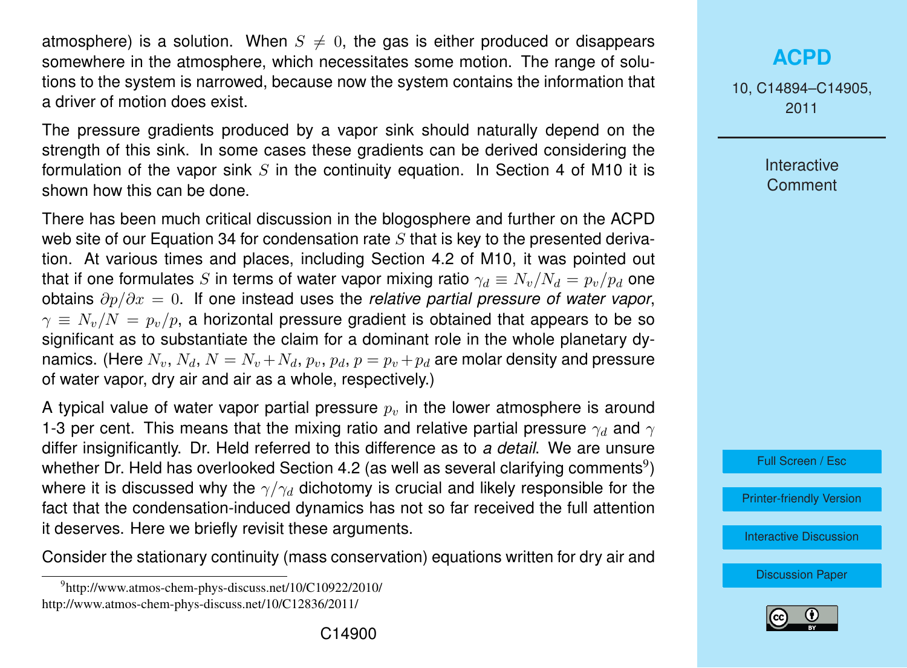atmosphere) is a solution. When $S \neq 0$, the gas is either produced or disappears somewhere in the atmosphere, which necessitates some motion. The range of solutions to the system is narrowed, because now the system contains the information that a driver of motion does exist.

The pressure gradients produced by a vapor sink should naturally depend on the strength of this sink. In some cases these gradients can be derived considering the formulation of the vapor sink $S$ in the continuity equation. In Section 4 of M10 it is shown how this can be done.

There has been much critical discussion in the blogosphere and further on the ACPD web site of our Equation 34 for condensation rate $S$ that is key to the presented derivation. At various times and places, including Section 4.2 of M10, it was pointed out that if one formulates $S$ in terms of water vapor mixing ratio $\gamma_d \equiv N_v/N_d = p_v/p_d$ one obtains $\partial p/\partial x = 0$. If one instead uses the *relative partial pressure of water vapor*, $\gamma \equiv N_v/N = p_v/p$, a horizontal pressure gradient is obtained that appears to be so significant as to substantiate the claim for a dominant role in the whole planetary dynamics. (Here $N_v$, $N_d$, $N = N_v + N_d$, $p_v$, $p_d$, $p = p_v + p_d$ are molar density and pressure of water vapor, dry air and air as a whole, respectively.)

A typical value of water vapor partial pressure $p_v$ in the lower atmosphere is around 1-3 per cent. This means that the mixing ratio and relative partial pressure $\gamma_d$ and $\gamma$ differ insignificantly. Dr. Held referred to this difference as to *a detail*. We are unsure whether Dr. Held has overlooked Section 4.2 (as well as several clarifying comments[9]) where it is discussed why the $\gamma/\gamma_d$ dichotomy is crucial and likely responsible for the fact that the condensation-induced dynamics has not so far received the full attention it deserves. Here we briefly revisit these arguments.

Consider the stationary continuity (mass conservation) equations written for dry air and

[9] http://www.atmos-chem-phys-discuss.net/10/C10922/2010/
http://www.atmos-chem-phys-discuss.net/10/C12836/2011/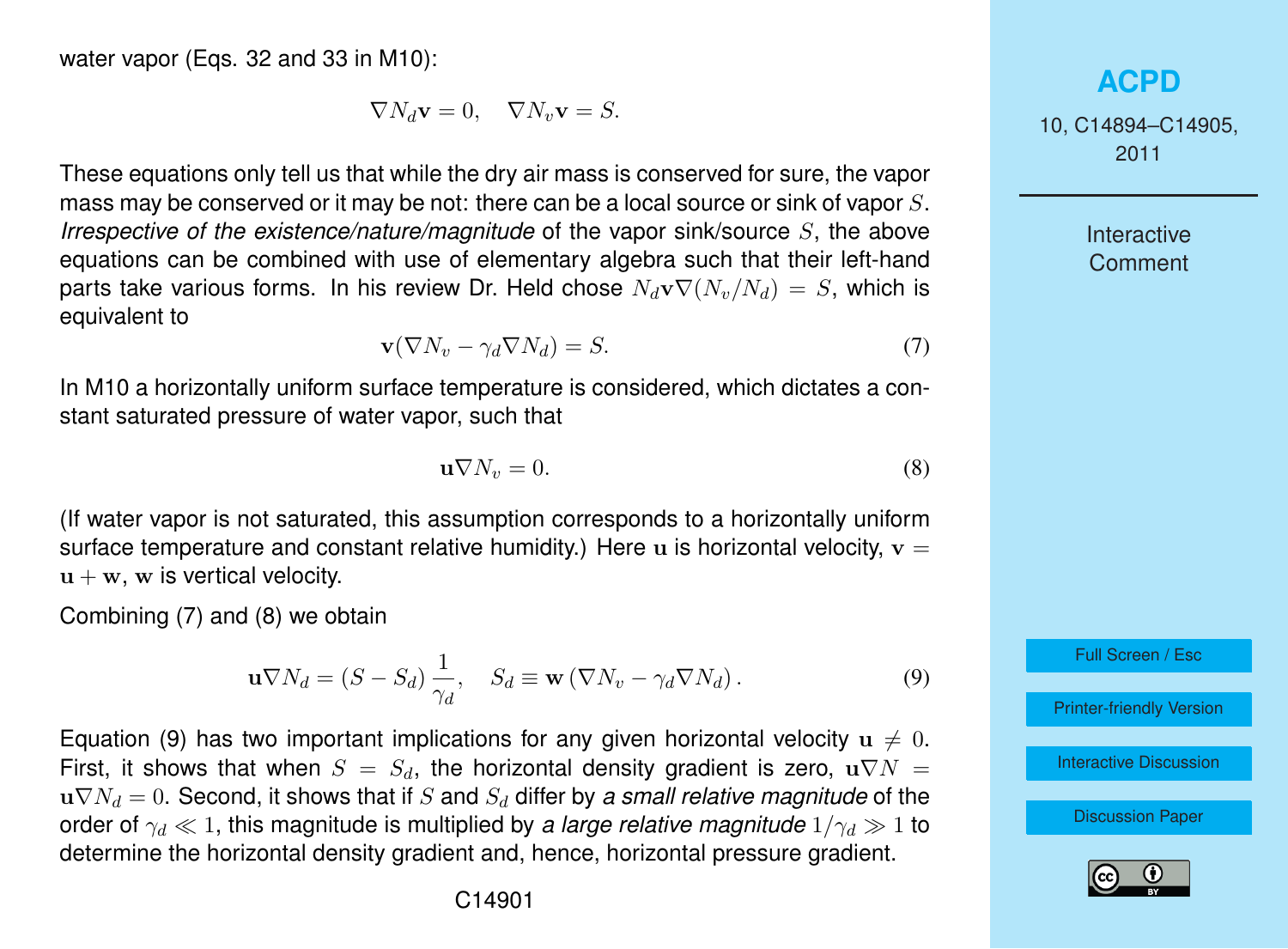water vapor (Eqs. 32 and 33 in M10):

$$\nabla N_d \mathbf{v} = 0, \quad \nabla N_v \mathbf{v} = S.$$

These equations only tell us that while the dry air mass is conserved for sure, the vapor mass may be conserved or it may be not: there can be a local source or sink of vapor $S$. *Irrespective of the existence/nature/magnitude* of the vapor sink/source $S$, the above equations can be combined with use of elementary algebra such that their left-hand parts take various forms. In his review Dr. Held chose $N_d \mathbf{v} \nabla (N_v/N_d) = S$, which is equivalent to

$$\mathbf{v}(\nabla N_v - \gamma_d \nabla N_d) = S. \tag{7}$$

In M10 a horizontally uniform surface temperature is considered, which dictates a constant saturated pressure of water vapor, such that

$$\mathbf{u} \nabla N_v = 0. \tag{8}$$

(If water vapor is not saturated, this assumption corresponds to a horizontally uniform surface temperature and constant relative humidity.) Here $\mathbf{u}$ is horizontal velocity, $\mathbf{v} = \mathbf{u} + \mathbf{w}$, $\mathbf{w}$ is vertical velocity.

Combining (7) and (8) we obtain

$$\mathbf{u} \nabla N_d = (S - S_d) \frac{1}{\gamma_d}, \quad S_d \equiv \mathbf{w} \left( \nabla N_v - \gamma_d \nabla N_d \right). \tag{9}$$

Equation (9) has two important implications for any given horizontal velocity $\mathbf{u} \neq 0$. First, it shows that when $S = S_d$, the horizontal density gradient is zero, $\mathbf{u} \nabla N = \mathbf{u} \nabla N_d = 0$. Second, it shows that if $S$ and $S_d$ differ by *a small relative magnitude* of the order of $\gamma_d \ll 1$, this magnitude is multiplied by *a large relative magnitude* $1/\gamma_d \gg 1$ to determine the horizontal density gradient and, hence, horizontal pressure gradient.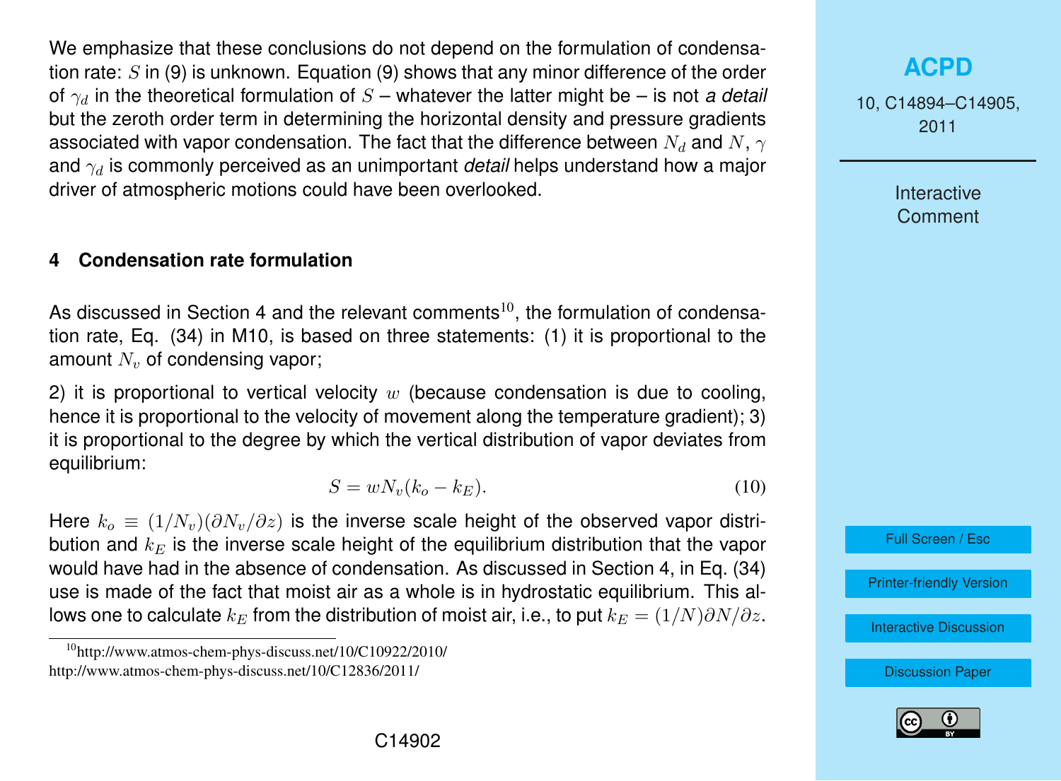We emphasize that these conclusions do not depend on the formulation of condensation rate: $S$ in (9) is unknown. Equation (9) shows that any minor difference of the order of $\gamma_d$ in the theoretical formulation of $S$ – whatever the latter might be – is not *a detail* but the zeroth order term in determining the horizontal density and pressure gradients associated with vapor condensation. The fact that the difference between $N_d$ and $N$, $\gamma$ and $\gamma_d$ is commonly perceived as an unimportant *detail* helps understand how a major driver of atmospheric motions could have been overlooked.

## 4 Condensation rate formulation

As discussed in Section 4 and the relevant comments[10], the formulation of condensation rate, Eq. (34) in M10, is based on three statements: (1) it is proportional to the amount $N_v$ of condensing vapor;

2) it is proportional to vertical velocity $w$ (because condensation is due to cooling, hence it is proportional to the velocity of movement along the temperature gradient); 3) it is proportional to the degree by which the vertical distribution of vapor deviates from equilibrium:

$$S = wN_v(k_o - k_E). \tag{10}$$

Here $k_o \equiv (1/N_v)(\partial N_v/\partial z)$ is the inverse scale height of the observed vapor distribution and $k_E$ is the inverse scale height of the equilibrium distribution that the vapor would have had in the absence of condensation. As discussed in Section 4, in Eq. (34) use is made of the fact that moist air as a whole is in hydrostatic equilibrium. This allows one to calculate $k_E$ from the distribution of moist air, i.e., to put $k_E = (1/N)\partial N/\partial z$.

[10] http://www.atmos-chem-phys-discuss.net/10/C10922/2010/
http://www.atmos-chem-phys-discuss.net/10/C12836/2011/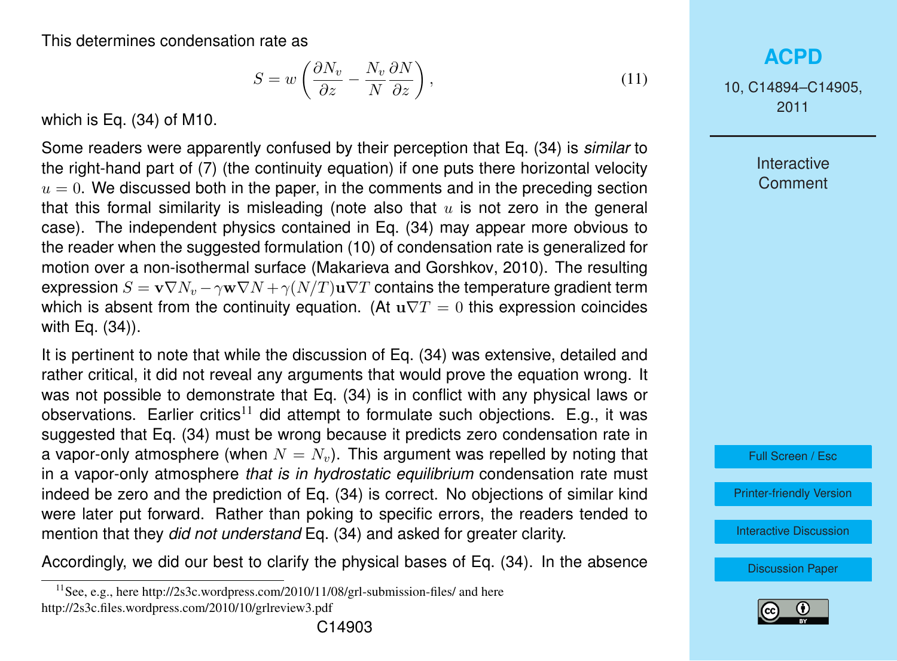This determines condensation rate as

$$S = w\left(\frac{\partial N_v}{\partial z} - \frac{N_v}{N}\frac{\partial N}{\partial z}\right), \tag{11}$$

which is Eq. (34) of M10.

Some readers were apparently confused by their perception that Eq. (34) is *similar* to the right-hand part of (7) (the continuity equation) if one puts there horizontal velocity $u = 0$. We discussed both in the paper, in the comments and in the preceding section that this formal similarity is misleading (note also that $u$ is not zero in the general case). The independent physics contained in Eq. (34) may appear more obvious to the reader when the suggested formulation (10) of condensation rate is generalized for motion over a non-isothermal surface (Makarieva and Gorshkov, 2010). The resulting expression $S = \mathbf{v}\nabla N_v - \gamma \mathbf{w}\nabla N + \gamma(N/T)\mathbf{u}\nabla T$ contains the temperature gradient term which is absent from the continuity equation. (At $\mathbf{u}\nabla T = 0$ this expression coincides with Eq. (34)).

It is pertinent to note that while the discussion of Eq. (34) was extensive, detailed and rather critical, it did not reveal any arguments that would prove the equation wrong. It was not possible to demonstrate that Eq. (34) is in conflict with any physical laws or observations. Earlier critics[11] did attempt to formulate such objections. E.g., it was suggested that Eq. (34) must be wrong because it predicts zero condensation rate in a vapor-only atmosphere (when $N = N_v$). This argument was repelled by noting that in a vapor-only atmosphere *that is in hydrostatic equilibrium* condensation rate must indeed be zero and the prediction of Eq. (34) is correct. No objections of similar kind were later put forward. Rather than poking to specific errors, the readers tended to mention that they *did not understand* Eq. (34) and asked for greater clarity.

Accordingly, we did our best to clarify the physical bases of Eq. (34). In the absence

[11] See, e.g., here http://2s3c.wordpress.com/2010/11/08/grl-submission-files/ and here http://2s3c.files.wordpress.com/2010/10/grlreview3.pdf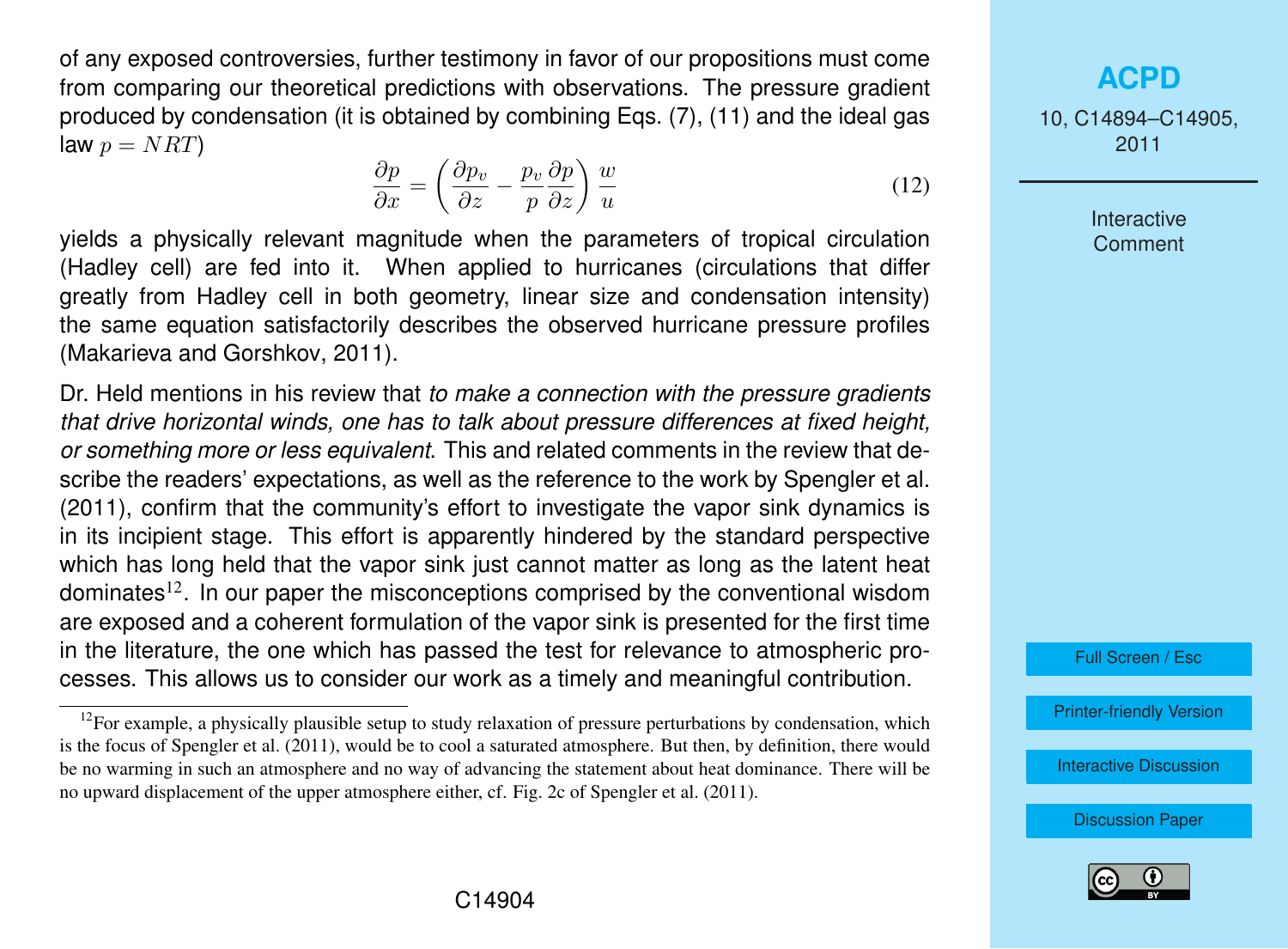of any exposed controversies, further testimony in favor of our propositions must come from comparing our theoretical predictions with observations. The pressure gradient produced by condensation (it is obtained by combining Eqs. (7), (11) and the ideal gas law $p = NRT$)

$$\frac{\partial p}{\partial x} = \left( \frac{\partial p_v}{\partial z} - \frac{p_v}{p} \frac{\partial p}{\partial z} \right) \frac{w}{u} \tag{12}$$

yields a physically relevant magnitude when the parameters of tropical circulation (Hadley cell) are fed into it. When applied to hurricanes (circulations that differ greatly from Hadley cell in both geometry, linear size and condensation intensity) the same equation satisfactorily describes the observed hurricane pressure profiles (Makarieva and Gorshkov, 2011).

Dr. Held mentions in his review that *to make a connection with the pressure gradients that drive horizontal winds, one has to talk about pressure differences at fixed height, or something more or less equivalent*. This and related comments in the review that describe the readers' expectations, as well as the reference to the work by Spengler et al. (2011), confirm that the community's effort to investigate the vapor sink dynamics is in its incipient stage. This effort is apparently hindered by the standard perspective which has long held that the vapor sink just cannot matter as long as the latent heat dominates[12]. In our paper the misconceptions comprised by the conventional wisdom are exposed and a coherent formulation of the vapor sink is presented for the first time in the literature, the one which has passed the test for relevance to atmospheric processes. This allows us to consider our work as a timely and meaningful contribution.

[12] For example, a physically plausible setup to study relaxation of pressure perturbations by condensation, which is the focus of Spengler et al. (2011), would be to cool a saturated atmosphere. But then, by definition, there would be no warming in such an atmosphere and no way of advancing the statement about heat dominance. There will be no upward displacement of the upper atmosphere either, cf. Fig. 2c of Spengler et al. (2011).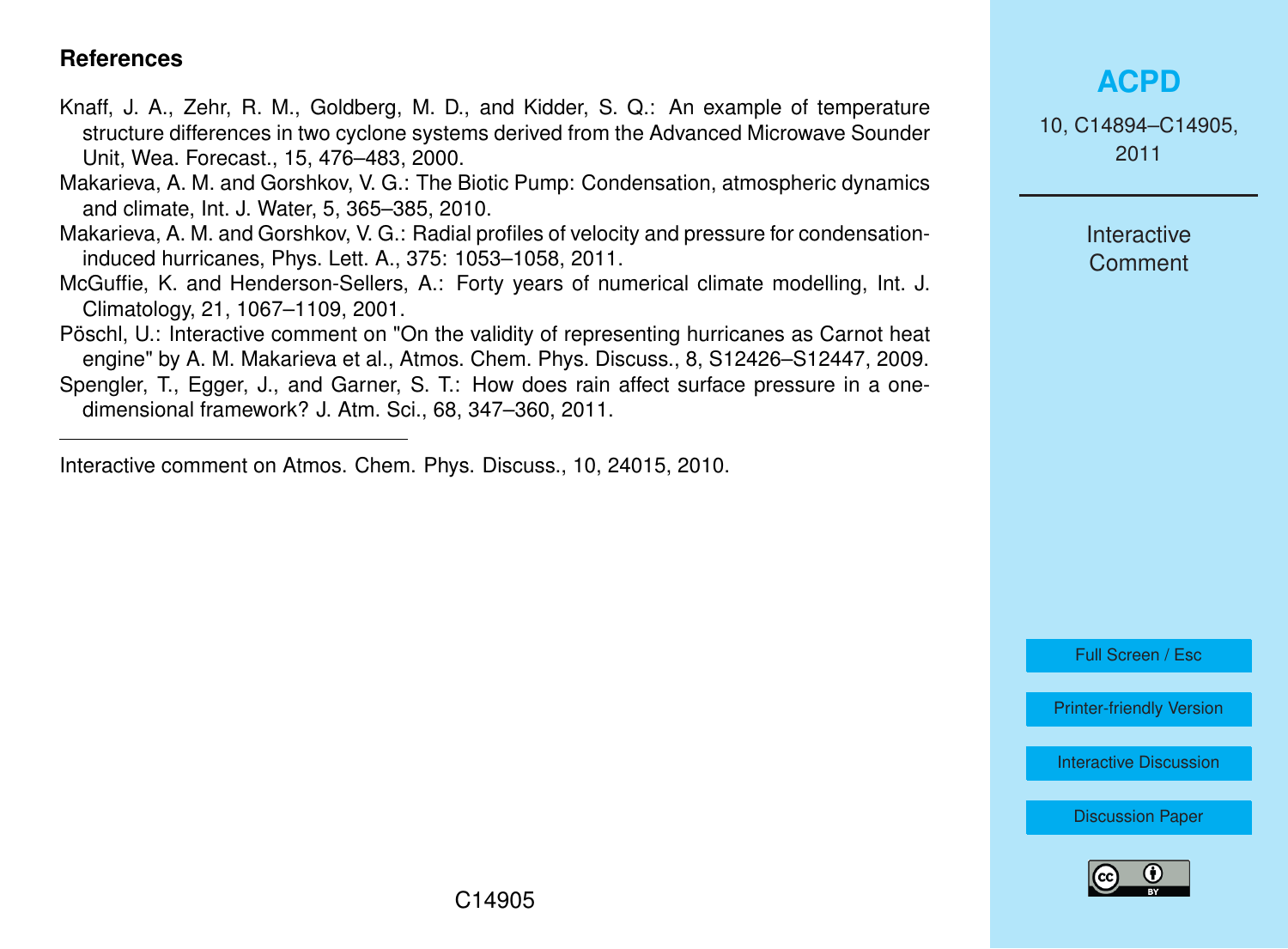## References

Knaff, J. A., Zehr, R. M., Goldberg, M. D., and Kidder, S. Q.: An example of temperature structure differences in two cyclone systems derived from the Advanced Microwave Sounder Unit, Wea. Forecast., 15, 476–483, 2000.

Makarieva, A. M. and Gorshkov, V. G.: The Biotic Pump: Condensation, atmospheric dynamics and climate, Int. J. Water, 5, 365–385, 2010.

Makarieva, A. M. and Gorshkov, V. G.: Radial profiles of velocity and pressure for condensation-induced hurricanes, Phys. Lett. A., 375: 1053–1058, 2011.

McGuffie, K. and Henderson-Sellers, A.: Forty years of numerical climate modelling, Int. J. Climatology, 21, 1067–1109, 2001.

Pöschl, U.: Interactive comment on "On the validity of representing hurricanes as Carnot heat engine" by A. M. Makarieva et al., Atmos. Chem. Phys. Discuss., 8, S12426–S12447, 2009.

Spengler, T., Egger, J., and Garner, S. T.: How does rain affect surface pressure in a one-dimensional framework? J. Atm. Sci., 68, 347–360, 2011.

---

Interactive comment on Atmos. Chem. Phys. Discuss., 10, 24015, 2010.